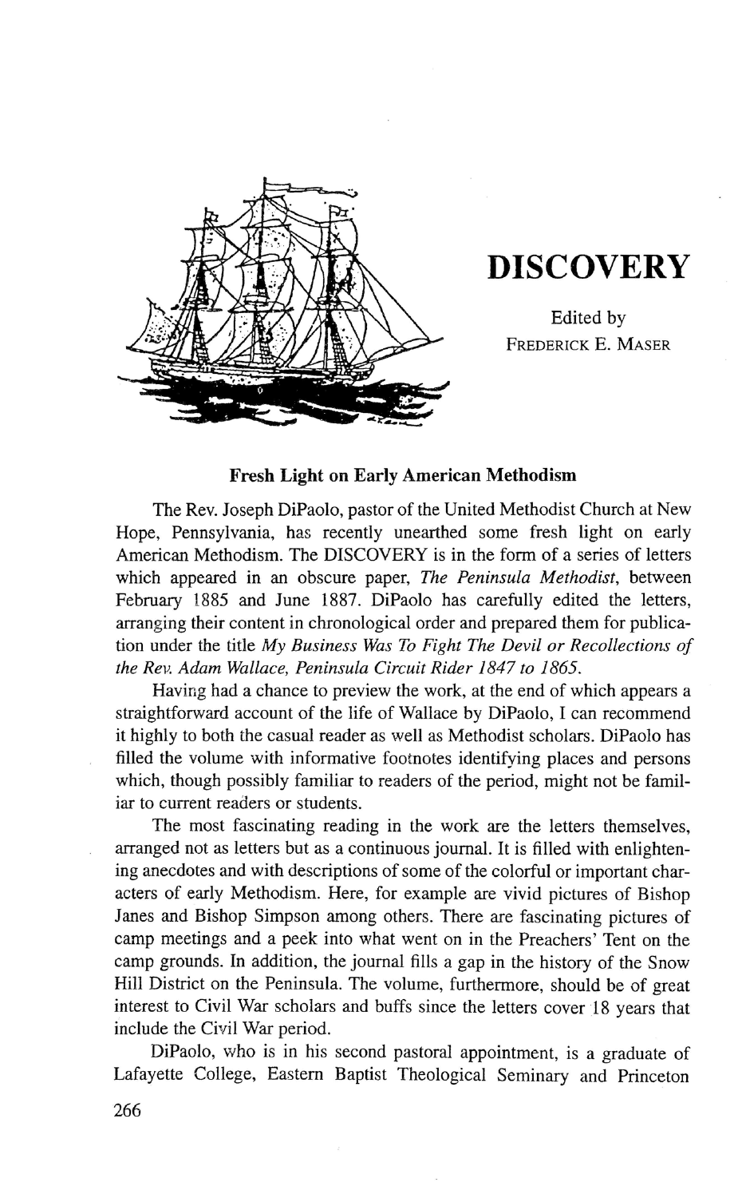# DISCOVERY

Edited by
FREDERICK E. MASER

## Fresh Light on Early American Methodism

The Rev. Joseph DiPaolo, pastor of the United Methodist Church at New Hope, Pennsylvania, has recently unearthed some fresh light on early American Methodism. The DISCOVERY is in the form of a series of letters which appeared in an obscure paper, *The Peninsula Methodist*, between February 1885 and June 1887. DiPaolo has carefully edited the letters, arranging their content in chronological order and prepared them for publication under the title *My Business Was To Fight The Devil or Recollections of the Rev. Adam Wallace, Peninsula Circuit Rider 1847 to 1865*.

Having had a chance to preview the work, at the end of which appears a straightforward account of the life of Wallace by DiPaolo, I can recommend it highly to both the casual reader as well as Methodist scholars. DiPaolo has filled the volume with informative footnotes identifying places and persons which, though possibly familiar to readers of the period, might not be familiar to current readers or students.

The most fascinating reading in the work are the letters themselves, arranged not as letters but as a continuous journal. It is filled with enlightening anecdotes and with descriptions of some of the colorful or important characters of early Methodism. Here, for example are vivid pictures of Bishop Janes and Bishop Simpson among others. There are fascinating pictures of camp meetings and a peek into what went on in the Preachers' Tent on the camp grounds. In addition, the journal fills a gap in the history of the Snow Hill District on the Peninsula. The volume, furthermore, should be of great interest to Civil War scholars and buffs since the letters cover 18 years that include the Civil War period.

DiPaolo, who is in his second pastoral appointment, is a graduate of Lafayette College, Eastern Baptist Theological Seminary and Princeton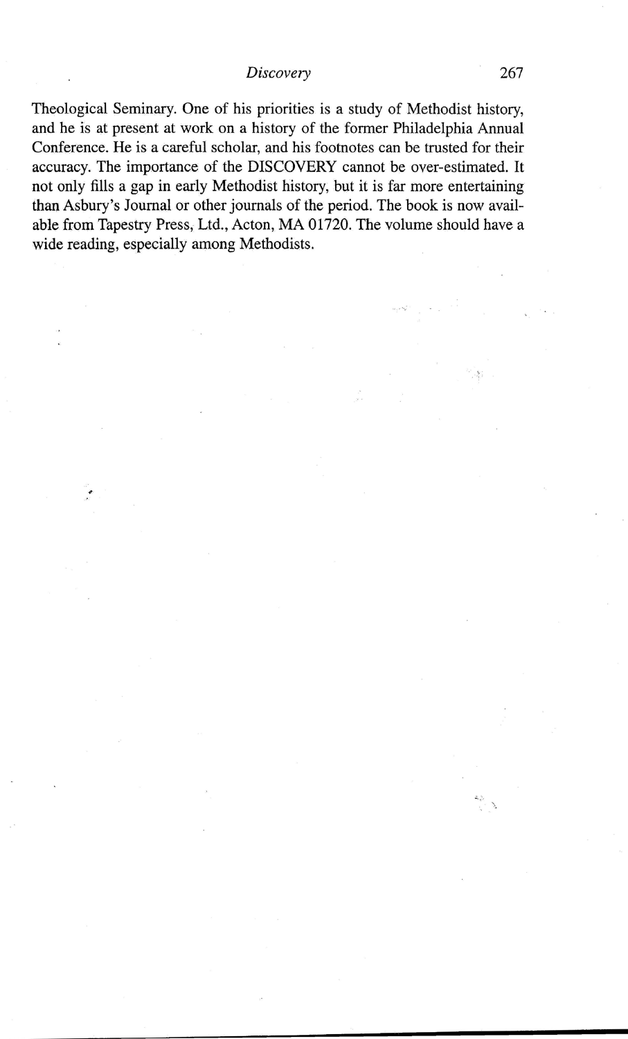Theological Seminary. One of his priorities is a study of Methodist history, and he is at present at work on a history of the former Philadelphia Annual Conference. He is a careful scholar, and his footnotes can be trusted for their accuracy. The importance of the DISCOVERY cannot be over-estimated. It not only fills a gap in early Methodist history, but it is far more entertaining than Asbury's Journal or other journals of the period. The book is now available from Tapestry Press, Ltd., Acton, MA 01720. The volume should have a wide reading, especially among Methodists.